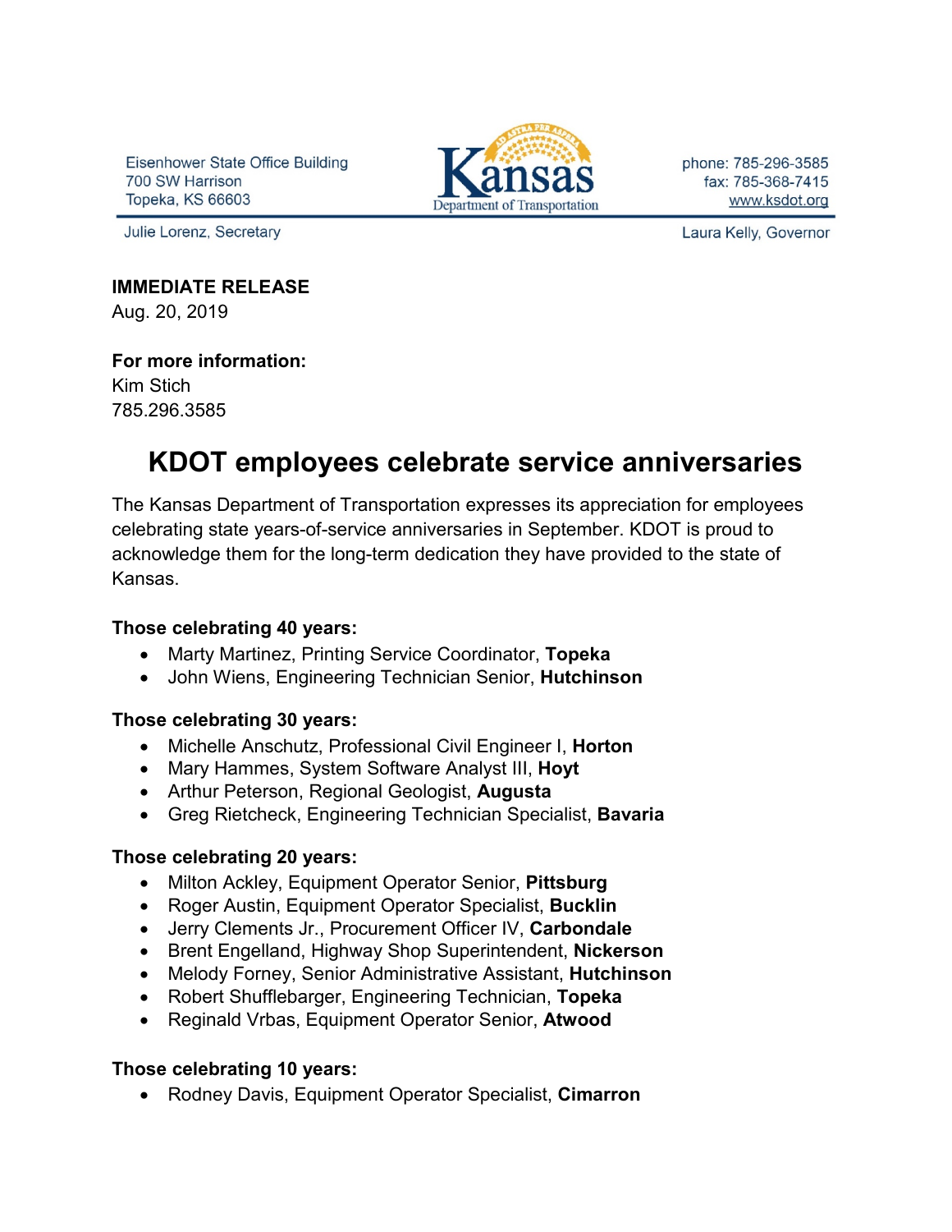Eisenhower State Office Building
700 SW Harrison
Topeka, KS 66603

Kansas Department of Transportation

phone: 785-296-3585
fax: 785-368-7415
www.ksdot.org

Julie Lorenz, Secretary

Laura Kelly, Governor

**IMMEDIATE RELEASE**
Aug. 20, 2019

**For more information:**
Kim Stich
785.296.3585

# KDOT employees celebrate service anniversaries

The Kansas Department of Transportation expresses its appreciation for employees celebrating state years-of-service anniversaries in September. KDOT is proud to acknowledge them for the long-term dedication they have provided to the state of Kansas.

**Those celebrating 40 years:**

- Marty Martinez, Printing Service Coordinator, **Topeka**
- John Wiens, Engineering Technician Senior, **Hutchinson**

**Those celebrating 30 years:**

- Michelle Anschutz, Professional Civil Engineer I, **Horton**
- Mary Hammes, System Software Analyst III, **Hoyt**
- Arthur Peterson, Regional Geologist, **Augusta**
- Greg Rietcheck, Engineering Technician Specialist, **Bavaria**

**Those celebrating 20 years:**

- Milton Ackley, Equipment Operator Senior, **Pittsburg**
- Roger Austin, Equipment Operator Specialist, **Bucklin**
- Jerry Clements Jr., Procurement Officer IV, **Carbondale**
- Brent Engelland, Highway Shop Superintendent, **Nickerson**
- Melody Forney, Senior Administrative Assistant, **Hutchinson**
- Robert Shufflebarger, Engineering Technician, **Topeka**
- Reginald Vrbas, Equipment Operator Senior, **Atwood**

**Those celebrating 10 years:**

- Rodney Davis, Equipment Operator Specialist, **Cimarron**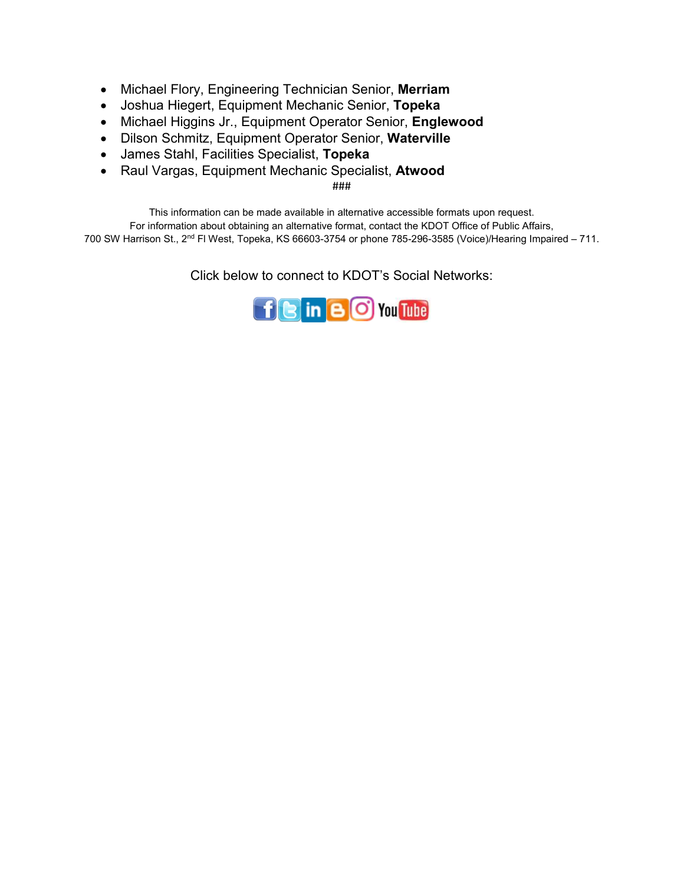- Michael Flory, Engineering Technician Senior, **Merriam**
- Joshua Hiegert, Equipment Mechanic Senior, **Topeka**
- Michael Higgins Jr., Equipment Operator Senior, **Englewood**
- Dilson Schmitz, Equipment Operator Senior, **Waterville**
- James Stahl, Facilities Specialist, **Topeka**
- Raul Vargas, Equipment Mechanic Specialist, **Atwood**

###

This information can be made available in alternative accessible formats upon request.
For information about obtaining an alternative format, contact the KDOT Office of Public Affairs,
700 SW Harrison St., 2nd Fl West, Topeka, KS 66603-3754 or phone 785-296-3585 (Voice)/Hearing Impaired – 711.

Click below to connect to KDOT's Social Networks: